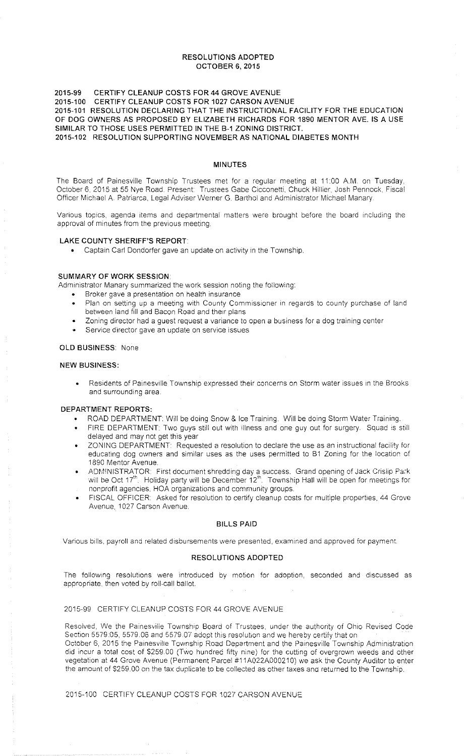# RESOLUTIONS ADOPTED
## OCTOBER 6, 2015

**2015-99 CERTIFY CLEANUP COSTS FOR 44 GROVE AVENUE**
**2015-100 CERTIFY CLEANUP COSTS FOR 1027 CARSON AVENUE**
**2015-101 RESOLUTION DECLARING THAT THE INSTRUCTIONAL FACILITY FOR THE EDUCATION OF DOG OWNERS AS PROPOSED BY ELIZABETH RICHARDS FOR 1890 MENTOR AVE. IS A USE SIMILAR TO THOSE USES PERMITTED IN THE B-1 ZONING DISTRICT.**
**2015-102 RESOLUTION SUPPORTING NOVEMBER AS NATIONAL DIABETES MONTH**

## MINUTES

The Board of Painesville Township Trustees met for a regular meeting at 11:00 A.M. on Tuesday, October 6, 2015 at 55 Nye Road. Present: Trustees Gabe Cicconetti, Chuck Hillier, Josh Pennock, Fiscal Officer Michael A. Patriarca, Legal Adviser Werner G. Barthol and Administrator Michael Manary.

Various topics, agenda items and departmental matters were brought before the board including the approval of minutes from the previous meeting.

### LAKE COUNTY SHERIFF'S REPORT:

- Captain Carl Dondorfer gave an update on activity in the Township.

### SUMMARY OF WORK SESSION:

Administrator Manary summarized the work session noting the following:

- Broker gave a presentation on health insurance
- Plan on setting up a meeting with County Commissioner in regards to county purchase of land between land fill and Bacon Road and their plans
- Zoning director had a guest request a variance to open a business for a dog training center
- Service director gave an update on service issues

### OLD BUSINESS: None

### NEW BUSINESS:

- Residents of Painesville Township expressed their concerns on Storm water issues in the Brooks and surrounding area.

### DEPARTMENT REPORTS:

- ROAD DEPARTMENT: Will be doing Snow & Ice Training. Will be doing Storm Water Training.
- FIRE DEPARTMENT: Two guys still out with illness and one guy out for surgery. Squad is still delayed and may not get this year
- ZONING DEPARTMENT: Requested a resolution to declare the use as an instructional facility for educating dog owners and similar uses as the uses permitted to B1 Zoning for the location of 1890 Mentor Avenue.
- ADMINISTRATOR: First document shredding day a success. Grand opening of Jack Crislip Park will be Oct 17th. Holiday party will be December 12th. Township Hall will be open for meetings for nonprofit agencies, HOA organizations and community groups.
- FISCAL OFFICER: Asked for resolution to certify cleanup costs for multiple properties, 44 Grove Avenue, 1027 Carson Avenue.

## BILLS PAID

Various bills, payroll and related disbursements were presented, examined and approved for payment.

## RESOLUTIONS ADOPTED

The following resolutions were introduced by motion for adoption, seconded and discussed as appropriate, then voted by roll-call ballot.

2015-99 CERTIFY CLEANUP COSTS FOR 44 GROVE AVENUE

Resolved, We the Painesville Township Board of Trustees, under the authority of Ohio Revised Code Section 5579.05, 5579.06 and 5579.07 adopt this resolution and we hereby certify that on October 6, 2015 the Painesville Township Road Department and the Painesville Township Administration did incur a total cost of $259.00 (Two hundred fifty nine) for the cutting of overgrown weeds and other vegetation at 44 Grove Avenue (Permanent Parcel #11A022A000210) we ask the County Auditor to enter the amount of $259.00 on the tax duplicate to be collected as other taxes and returned to the Township.

2015-100 CERTIFY CLEANUP COSTS FOR 1027 CARSON AVENUE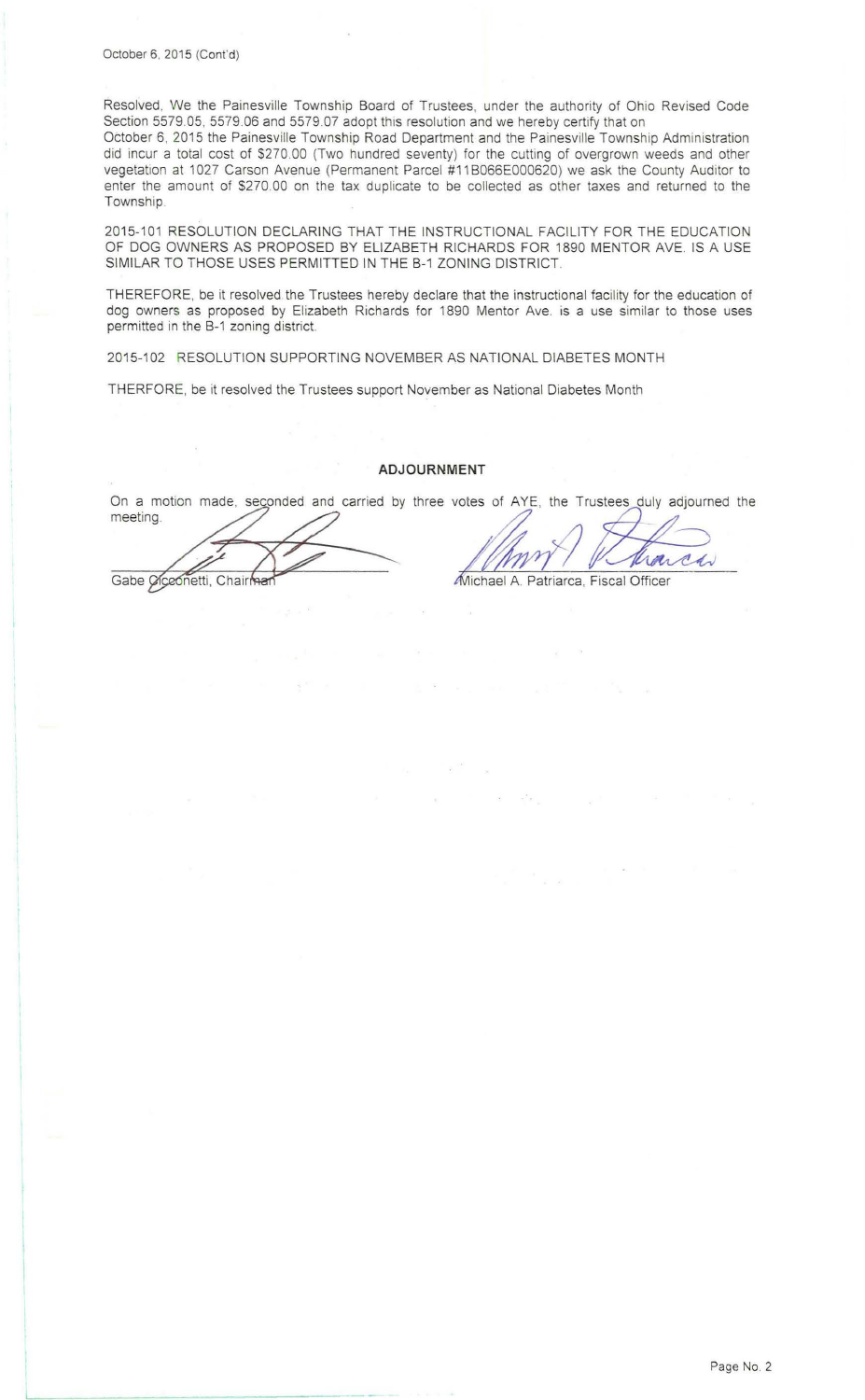October 6, 2015 (Cont'd)

Resolved, We the Painesville Township Board of Trustees, under the authority of Ohio Revised Code Section 5579.05, 5579.06 and 5579.07 adopt this resolution and we hereby certify that on October 6, 2015 the Painesville Township Road Department and the Painesville Township Administration did incur a total cost of $270.00 (Two hundred seventy) for the cutting of overgrown weeds and other vegetation at 1027 Carson Avenue (Permanent Parcel #11B066E000620) we ask the County Auditor to enter the amount of $270.00 on the tax duplicate to be collected as other taxes and returned to the Township.

2015-101 RESOLUTION DECLARING THAT THE INSTRUCTIONAL FACILITY FOR THE EDUCATION OF DOG OWNERS AS PROPOSED BY ELIZABETH RICHARDS FOR 1890 MENTOR AVE. IS A USE SIMILAR TO THOSE USES PERMITTED IN THE B-1 ZONING DISTRICT.

THEREFORE, be it resolved the Trustees hereby declare that the instructional facility for the education of dog owners as proposed by Elizabeth Richards for 1890 Mentor Ave. is a use similar to those uses permitted in the B-1 zoning district.

2015-102 RESOLUTION SUPPORTING NOVEMBER AS NATIONAL DIABETES MONTH

THERFORE, be it resolved the Trustees support November as National Diabetes Month

**ADJOURNMENT**

On a motion made, seconded and carried by three votes of AYE, the Trustees duly adjourned the meeting.

Gabe Cicconetti, Chairman

Michael A. Patriarca, Fiscal Officer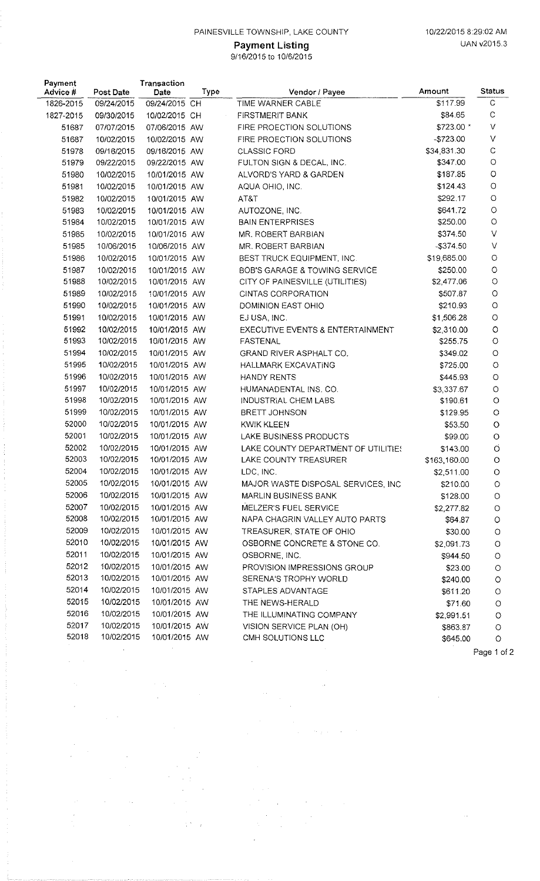PAINESVILLE TOWNSHIP, LAKE COUNTY

10/22/2015 8:29:02 AM
UAN v2015.3

# Payment Listing

9/16/2015 to 10/6/2015

| Payment Advice # | Post Date | Transaction Date | Type | Vendor / Payee | Amount | Status |
|---|---|---|---|---|---|---|
| 1826-2015 | 09/24/2015 | 09/24/2015 | CH | TIME WARNER CABLE | $117.99 | C |
| 1827-2015 | 09/30/2015 | 10/02/2015 | CH | FIRSTMERIT BANK | $84.65 | C |
| 51687 | 07/07/2015 | 07/06/2015 | AW | FIRE PROECTION SOLUTIONS | $723.00 * | V |
| 51687 | 10/02/2015 | 10/02/2015 | AW | FIRE PROECTION SOLUTIONS | -$723.00 | V |
| 51978 | 09/16/2015 | 09/16/2015 | AW | CLASSIC FORD | $34,831.30 | C |
| 51979 | 09/22/2015 | 09/22/2015 | AW | FULTON SIGN & DECAL, INC. | $347.00 | O |
| 51980 | 10/02/2015 | 10/01/2015 | AW | ALVORD'S YARD & GARDEN | $187.85 | O |
| 51981 | 10/02/2015 | 10/01/2015 | AW | AQUA OHIO, INC. | $124.43 | O |
| 51982 | 10/02/2015 | 10/01/2015 | AW | AT&T | $292.17 | O |
| 51983 | 10/02/2015 | 10/01/2015 | AW | AUTOZONE, INC. | $641.72 | O |
| 51984 | 10/02/2015 | 10/01/2015 | AW | BAIN ENTERPRISES | $250.00 | O |
| 51985 | 10/02/2015 | 10/01/2015 | AW | MR. ROBERT BARBIAN | $374.50 | V |
| 51985 | 10/06/2015 | 10/06/2015 | AW | MR. ROBERT BARBIAN | -$374.50 | V |
| 51986 | 10/02/2015 | 10/01/2015 | AW | BEST TRUCK EQUIPMENT, INC. | $19,685.00 | O |
| 51987 | 10/02/2015 | 10/01/2015 | AW | BOB'S GARAGE & TOWING SERVICE | $250.00 | O |
| 51988 | 10/02/2015 | 10/01/2015 | AW | CITY OF PAINESVILLE (UTILITIES) | $2,477.06 | O |
| 51989 | 10/02/2015 | 10/01/2015 | AW | CINTAS CORPORATION | $507.87 | O |
| 51990 | 10/02/2015 | 10/01/2015 | AW | DOMINION EAST OHIO | $210.93 | O |
| 51991 | 10/02/2015 | 10/01/2015 | AW | EJ USA, INC. | $1,506.28 | O |
| 51992 | 10/02/2015 | 10/01/2015 | AW | EXECUTIVE EVENTS & ENTERTAINMENT | $2,310.00 | O |
| 51993 | 10/02/2015 | 10/01/2015 | AW | FASTENAL | $255.75 | O |
| 51994 | 10/02/2015 | 10/01/2015 | AW | GRAND RIVER ASPHALT CO. | $349.02 | O |
| 51995 | 10/02/2015 | 10/01/2015 | AW | HALLMARK EXCAVATING | $725.00 | O |
| 51996 | 10/02/2015 | 10/01/2015 | AW | HANDY RENTS | $445.93 | O |
| 51997 | 10/02/2015 | 10/01/2015 | AW | HUMANADENTAL INS. CO. | $3,337.67 | O |
| 51998 | 10/02/2015 | 10/01/2015 | AW | INDUSTRIAL CHEM LABS | $190.61 | O |
| 51999 | 10/02/2015 | 10/01/2015 | AW | BRETT JOHNSON | $129.95 | O |
| 52000 | 10/02/2015 | 10/01/2015 | AW | KWIK KLEEN | $53.50 | O |
| 52001 | 10/02/2015 | 10/01/2015 | AW | LAKE BUSINESS PRODUCTS | $99.00 | O |
| 52002 | 10/02/2015 | 10/01/2015 | AW | LAKE COUNTY DEPARTMENT OF UTILITIES | $143.00 | O |
| 52003 | 10/02/2015 | 10/01/2015 | AW | LAKE COUNTY TREASURER | $163,160.00 | O |
| 52004 | 10/02/2015 | 10/01/2015 | AW | LDC, INC. | $2,511.00 | O |
| 52005 | 10/02/2015 | 10/01/2015 | AW | MAJOR WASTE DISPOSAL SERVICES, INC | $210.00 | O |
| 52006 | 10/02/2015 | 10/01/2015 | AW | MARLIN BUSINESS BANK | $128.00 | O |
| 52007 | 10/02/2015 | 10/01/2015 | AW | MELZER'S FUEL SERVICE | $2,277.82 | O |
| 52008 | 10/02/2015 | 10/01/2015 | AW | NAPA CHAGRIN VALLEY AUTO PARTS | $64.87 | O |
| 52009 | 10/02/2015 | 10/01/2015 | AW | TREASURER, STATE OF OHIO | $30.00 | O |
| 52010 | 10/02/2015 | 10/01/2015 | AW | OSBORNE CONCRETE & STONE CO. | $2,091.73 | O |
| 52011 | 10/02/2015 | 10/01/2015 | AW | OSBORNE, INC. | $944.50 | O |
| 52012 | 10/02/2015 | 10/01/2015 | AW | PROVISION IMPRESSIONS GROUP | $23.00 | O |
| 52013 | 10/02/2015 | 10/01/2015 | AW | SERENA'S TROPHY WORLD | $240.00 | O |
| 52014 | 10/02/2015 | 10/01/2015 | AW | STAPLES ADVANTAGE | $611.20 | O |
| 52015 | 10/02/2015 | 10/01/2015 | AW | THE NEWS-HERALD | $71.60 | O |
| 52016 | 10/02/2015 | 10/01/2015 | AW | THE ILLUMINATING COMPANY | $2,991.51 | O |
| 52017 | 10/02/2015 | 10/01/2015 | AW | VISION SERVICE PLAN (OH) | $863.87 | O |
| 52018 | 10/02/2015 | 10/01/2015 | AW | CMH SOLUTIONS LLC | $645.00 | O |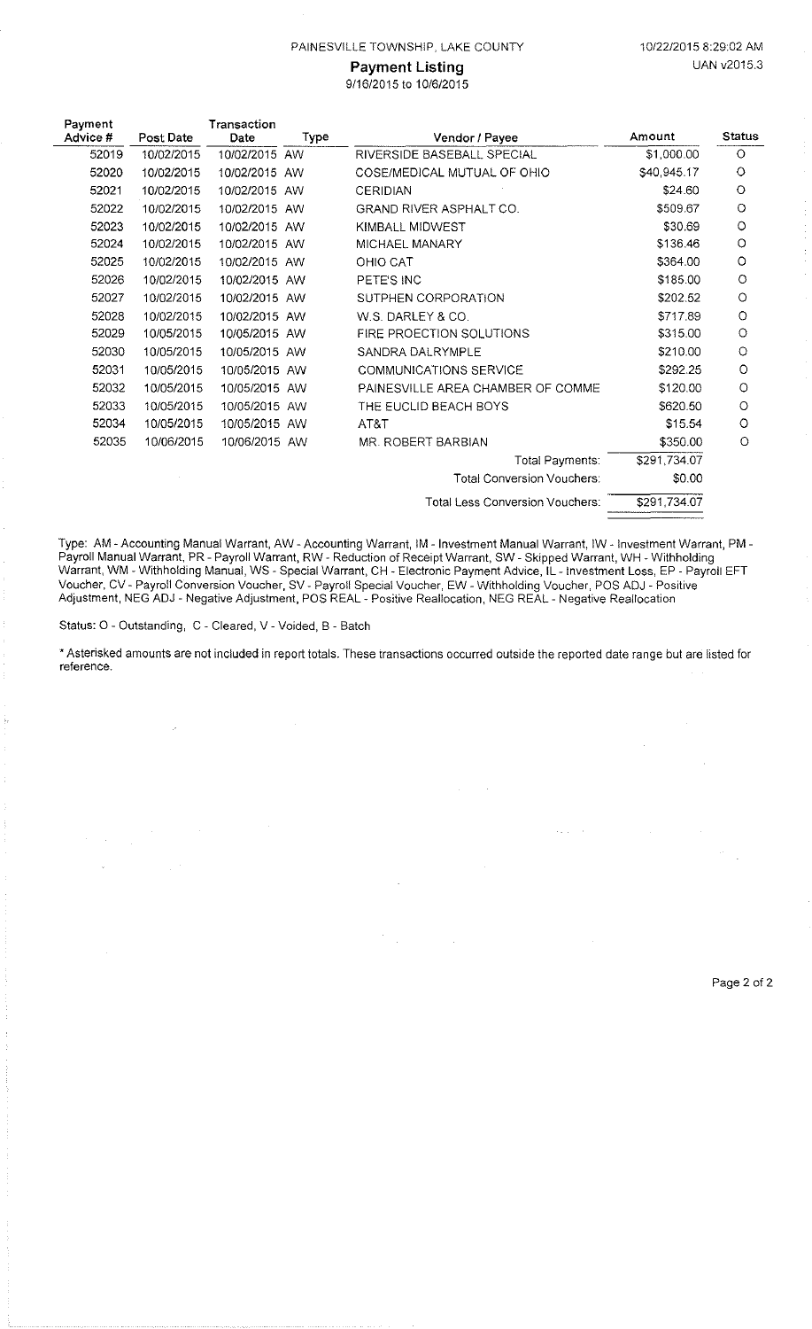PAINESVILLE TOWNSHIP, LAKE COUNTY

10/22/2015 8:29:02 AM

UAN v2015.3

## Payment Listing

9/16/2015 to 10/6/2015

| Payment Advice # | Post Date | Transaction Date | Type | Vendor / Payee | Amount | Status |
|---|---|---|---|---|---|---|
| 52019 | 10/02/2015 | 10/02/2015 | AW | RIVERSIDE BASEBALL SPECIAL | $1,000.00 | O |
| 52020 | 10/02/2015 | 10/02/2015 | AW | COSE/MEDICAL MUTUAL OF OHIO | $40,945.17 | O |
| 52021 | 10/02/2015 | 10/02/2015 | AW | CERIDIAN | $24.60 | O |
| 52022 | 10/02/2015 | 10/02/2015 | AW | GRAND RIVER ASPHALT CO. | $509.67 | O |
| 52023 | 10/02/2015 | 10/02/2015 | AW | KIMBALL MIDWEST | $30.69 | O |
| 52024 | 10/02/2015 | 10/02/2015 | AW | MICHAEL MANARY | $136.46 | O |
| 52025 | 10/02/2015 | 10/02/2015 | AW | OHIO CAT | $364.00 | O |
| 52026 | 10/02/2015 | 10/02/2015 | AW | PETE'S INC | $185.00 | O |
| 52027 | 10/02/2015 | 10/02/2015 | AW | SUTPHEN CORPORATION | $202.52 | O |
| 52028 | 10/02/2015 | 10/02/2015 | AW | W.S. DARLEY & CO. | $717.89 | O |
| 52029 | 10/05/2015 | 10/05/2015 | AW | FIRE PROECTION SOLUTIONS | $315.00 | O |
| 52030 | 10/05/2015 | 10/05/2015 | AW | SANDRA DALRYMPLE | $210.00 | O |
| 52031 | 10/05/2015 | 10/05/2015 | AW | COMMUNICATIONS SERVICE | $292.25 | O |
| 52032 | 10/05/2015 | 10/05/2015 | AW | PAINESVILLE AREA CHAMBER OF COMME | $120.00 | O |
| 52033 | 10/05/2015 | 10/05/2015 | AW | THE EUCLID BEACH BOYS | $620.50 | O |
| 52034 | 10/05/2015 | 10/05/2015 | AW | AT&T | $15.54 | O |
| 52035 | 10/06/2015 | 10/06/2015 | AW | MR. ROBERT BARBIAN | $350.00 | O |
| | | | | Total Payments: | $291,734.07 | |
| | | | | Total Conversion Vouchers: | $0.00 | |
| | | | | Total Less Conversion Vouchers: | $291,734.07 | |

Type: AM - Accounting Manual Warrant, AW - Accounting Warrant, IM - Investment Manual Warrant, IW - Investment Warrant, PM - Payroll Manual Warrant, PR - Payroll Warrant, RW - Reduction of Receipt Warrant, SW - Skipped Warrant, WH - Withholding Warrant, WM - Withholding Manual, WS - Special Warrant, CH - Electronic Payment Advice, IL - Investment Loss, EP - Payroll EFT Voucher, CV - Payroll Conversion Voucher, SV - Payroll Special Voucher, EW - Withholding Voucher, POS ADJ - Positive Adjustment, NEG ADJ - Negative Adjustment, POS REAL - Positive Reallocation, NEG REAL - Negative Reallocation

Status: O - Outstanding, C - Cleared, V - Voided, B - Batch

* Asterisked amounts are not included in report totals. These transactions occurred outside the reported date range but are listed for reference.